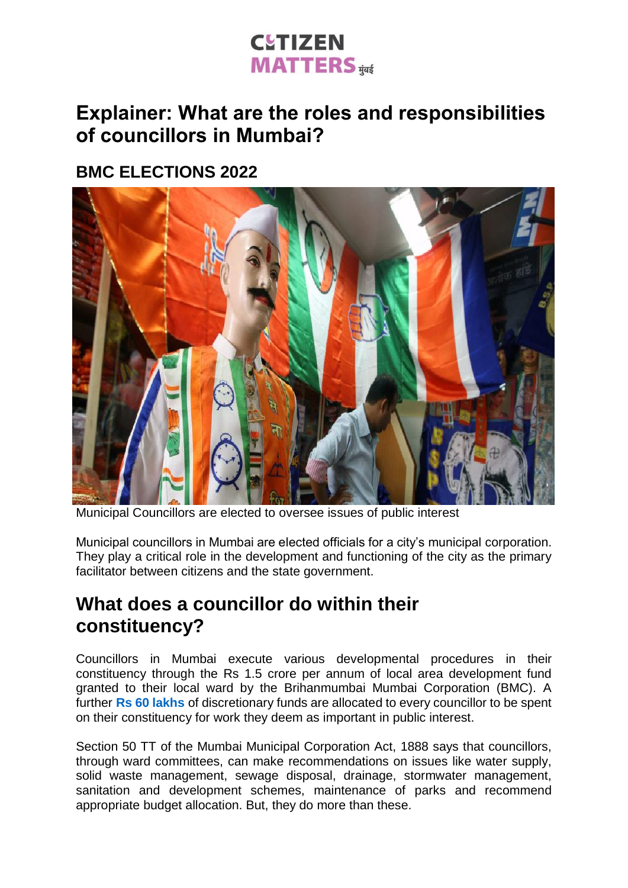# Explainer: What are the roles and responsibilities of councillors in Mumbai?

## BMC ELECTIONS 2022

Municipal Councillors are elected to oversee issues of public interest

Municipal councillors in Mumbai are elected officials for a city's municipal corporation. They play a critical role in the development and functioning of the city as the primary facilitator between citizens and the state government.

## What does a councillor do within their constituency?

Councillors in Mumbai execute various developmental procedures in their constituency through the Rs 1.5 crore per annum of local area development fund granted to their local ward by the Brihanmumbai Mumbai Corporation (BMC). A further **Rs 60 lakhs** of discretionary funds are allocated to every councillor to be spent on their constituency for work they deem as important in public interest.

Section 50 TT of the Mumbai Municipal Corporation Act, 1888 says that councillors, through ward committees, can make recommendations on issues like water supply, solid waste management, sewage disposal, drainage, stormwater management, sanitation and development schemes, maintenance of parks and recommend appropriate budget allocation. But, they do more than these.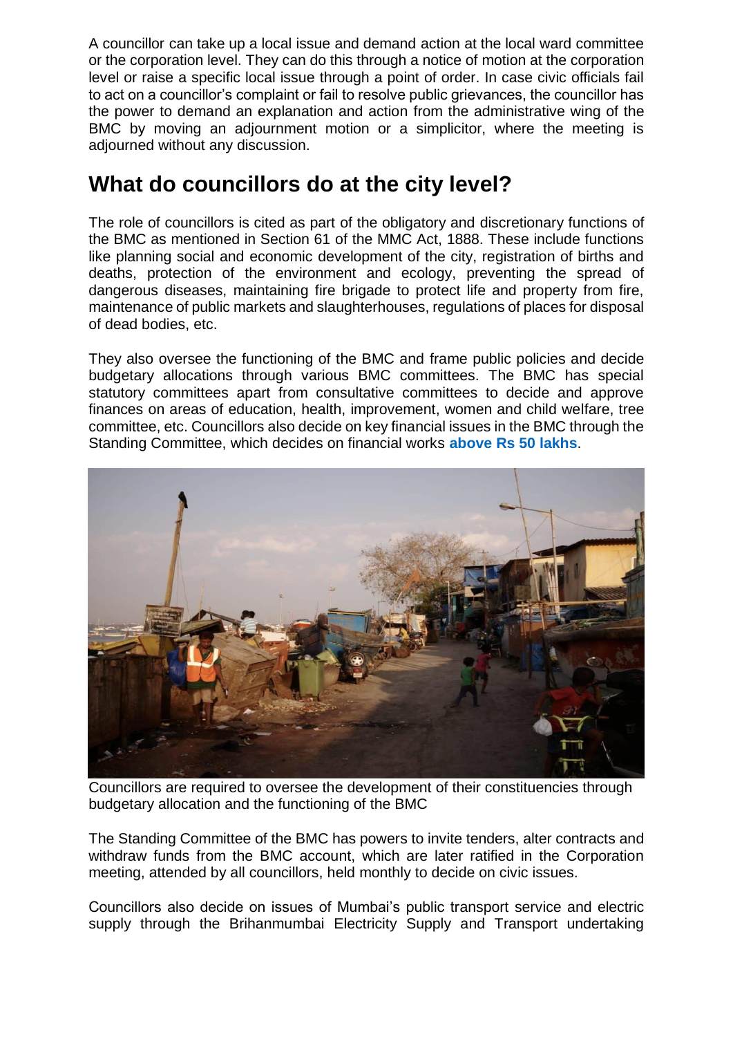A councillor can take up a local issue and demand action at the local ward committee or the corporation level. They can do this through a notice of motion at the corporation level or raise a specific local issue through a point of order. In case civic officials fail to act on a councillor's complaint or fail to resolve public grievances, the councillor has the power to demand an explanation and action from the administrative wing of the BMC by moving an adjournment motion or a simplicitor, where the meeting is adjourned without any discussion.

## What do councillors do at the city level?

The role of councillors is cited as part of the obligatory and discretionary functions of the BMC as mentioned in Section 61 of the MMC Act, 1888. These include functions like planning social and economic development of the city, registration of births and deaths, protection of the environment and ecology, preventing the spread of dangerous diseases, maintaining fire brigade to protect life and property from fire, maintenance of public markets and slaughterhouses, regulations of places for disposal of dead bodies, etc.

They also oversee the functioning of the BMC and frame public policies and decide budgetary allocations through various BMC committees. The BMC has special statutory committees apart from consultative committees to decide and approve finances on areas of education, health, improvement, women and child welfare, tree committee, etc. Councillors also decide on key financial issues in the BMC through the Standing Committee, which decides on financial works **above Rs 50 lakhs**.

Councillors are required to oversee the development of their constituencies through budgetary allocation and the functioning of the BMC

The Standing Committee of the BMC has powers to invite tenders, alter contracts and withdraw funds from the BMC account, which are later ratified in the Corporation meeting, attended by all councillors, held monthly to decide on civic issues.

Councillors also decide on issues of Mumbai's public transport service and electric supply through the Brihanmumbai Electricity Supply and Transport undertaking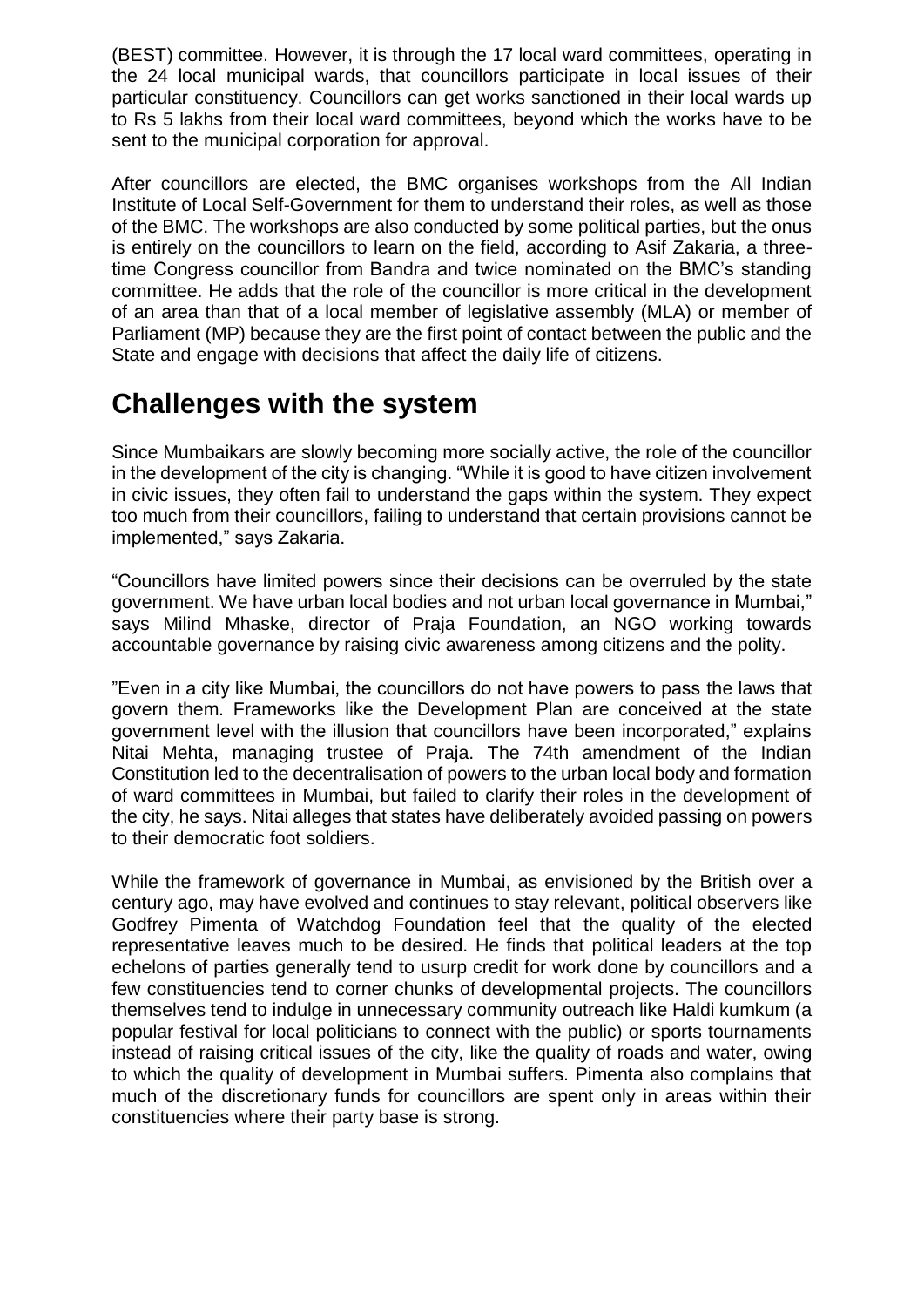(BEST) committee. However, it is through the 17 local ward committees, operating in the 24 local municipal wards, that councillors participate in local issues of their particular constituency. Councillors can get works sanctioned in their local wards up to Rs 5 lakhs from their local ward committees, beyond which the works have to be sent to the municipal corporation for approval.

After councillors are elected, the BMC organises workshops from the All Indian Institute of Local Self-Government for them to understand their roles, as well as those of the BMC. The workshops are also conducted by some political parties, but the onus is entirely on the councillors to learn on the field, according to Asif Zakaria, a three-time Congress councillor from Bandra and twice nominated on the BMC's standing committee. He adds that the role of the councillor is more critical in the development of an area than that of a local member of legislative assembly (MLA) or member of Parliament (MP) because they are the first point of contact between the public and the State and engage with decisions that affect the daily life of citizens.

## Challenges with the system

Since Mumbaikars are slowly becoming more socially active, the role of the councillor in the development of the city is changing. "While it is good to have citizen involvement in civic issues, they often fail to understand the gaps within the system. They expect too much from their councillors, failing to understand that certain provisions cannot be implemented," says Zakaria.

"Councillors have limited powers since their decisions can be overruled by the state government. We have urban local bodies and not urban local governance in Mumbai," says Milind Mhaske, director of Praja Foundation, an NGO working towards accountable governance by raising civic awareness among citizens and the polity.

"Even in a city like Mumbai, the councillors do not have powers to pass the laws that govern them. Frameworks like the Development Plan are conceived at the state government level with the illusion that councillors have been incorporated," explains Nitai Mehta, managing trustee of Praja. The 74th amendment of the Indian Constitution led to the decentralisation of powers to the urban local body and formation of ward committees in Mumbai, but failed to clarify their roles in the development of the city, he says. Nitai alleges that states have deliberately avoided passing on powers to their democratic foot soldiers.

While the framework of governance in Mumbai, as envisioned by the British over a century ago, may have evolved and continues to stay relevant, political observers like Godfrey Pimenta of Watchdog Foundation feel that the quality of the elected representative leaves much to be desired. He finds that political leaders at the top echelons of parties generally tend to usurp credit for work done by councillors and a few constituencies tend to corner chunks of developmental projects. The councillors themselves tend to indulge in unnecessary community outreach like Haldi kumkum (a popular festival for local politicians to connect with the public) or sports tournaments instead of raising critical issues of the city, like the quality of roads and water, owing to which the quality of development in Mumbai suffers. Pimenta also complains that much of the discretionary funds for councillors are spent only in areas within their constituencies where their party base is strong.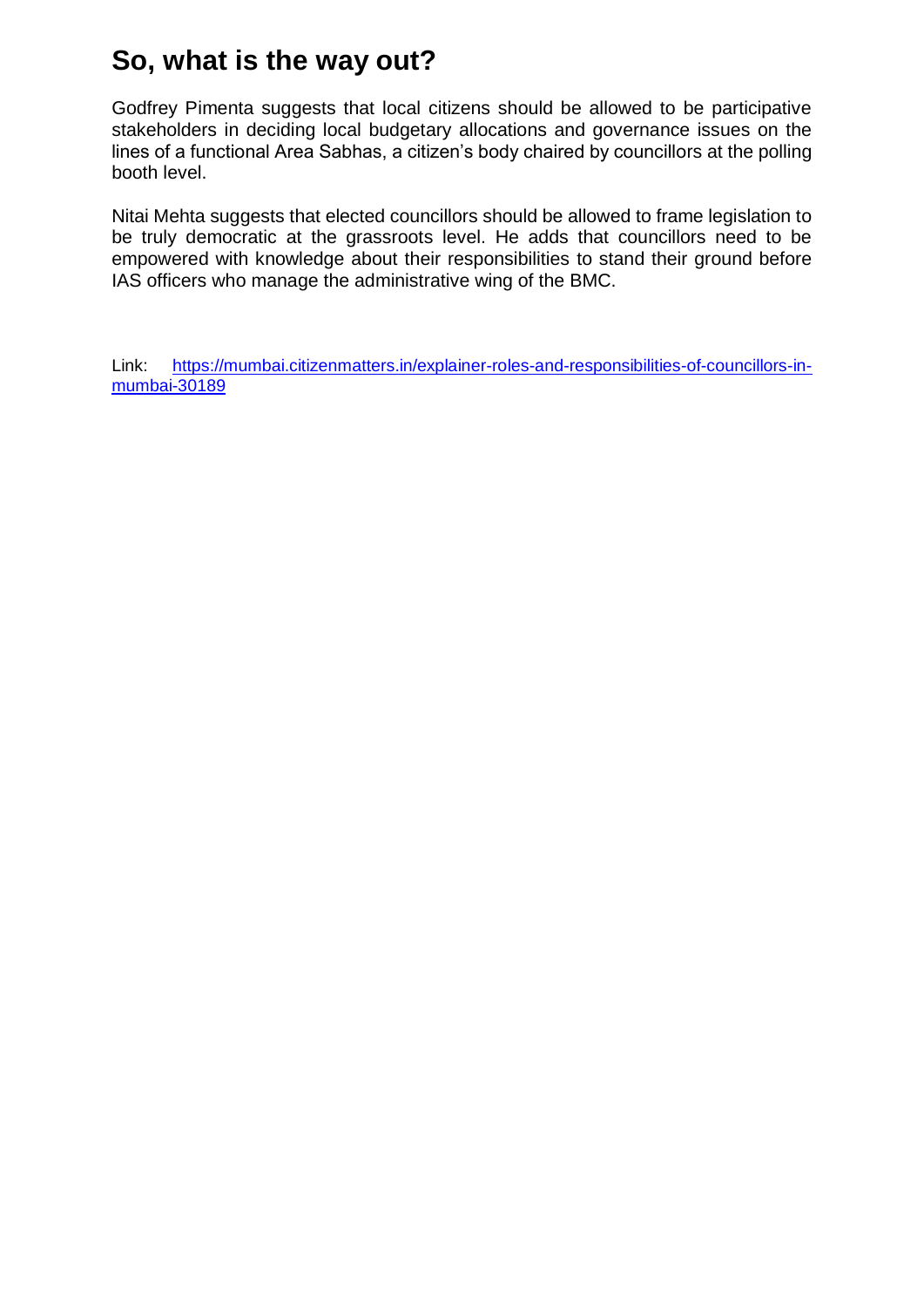## So, what is the way out?

Godfrey Pimenta suggests that local citizens should be allowed to be participative stakeholders in deciding local budgetary allocations and governance issues on the lines of a functional Area Sabhas, a citizen's body chaired by councillors at the polling booth level.

Nitai Mehta suggests that elected councillors should be allowed to frame legislation to be truly democratic at the grassroots level. He adds that councillors need to be empowered with knowledge about their responsibilities to stand their ground before IAS officers who manage the administrative wing of the BMC.

Link: [https://mumbai.citizenmatters.in/explainer-roles-and-responsibilities-of-councillors-in-mumbai-30189](https://mumbai.citizenmatters.in/explainer-roles-and-responsibilities-of-councillors-in-mumbai-30189)